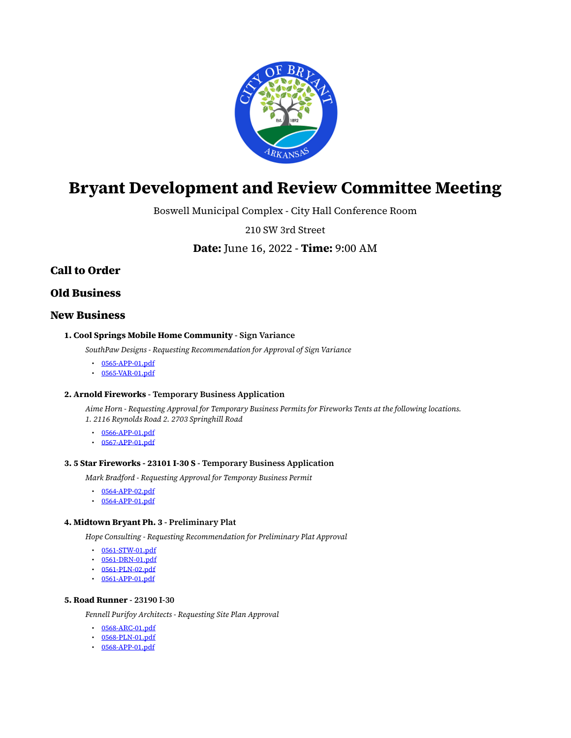# Bryant Development and Review Committee Meeting

Boswell Municipal Complex - City Hall Conference Room

210 SW 3rd Street

**Date:** June 16, 2022 - **Time:** 9:00 AM

## Call to Order

## Old Business

## New Business

### 1. Cool Springs Mobile Home Community - Sign Variance

*SouthPaw Designs - Requesting Recommendation for Approval of Sign Variance*

- 0565-APP-01.pdf
- 0565-VAR-01.pdf

### 2. Arnold Fireworks - Temporary Business Application

*Aime Horn - Requesting Approval for Temporary Business Permits for Fireworks Tents at the following locations. 1. 2116 Reynolds Road 2. 2703 Springhill Road*

- 0566-APP-01.pdf
- 0567-APP-01.pdf

### 3. 5 Star Fireworks - 23101 I-30 S - Temporary Business Application

*Mark Bradford - Requesting Approval for Temporay Business Permit*

- 0564-APP-02.pdf
- 0564-APP-01.pdf

### 4. Midtown Bryant Ph. 3 - Preliminary Plat

*Hope Consulting - Requesting Recommendation for Preliminary Plat Approval*

- 0561-STW-01.pdf
- 0561-DRN-01.pdf
- 0561-PLN-02.pdf
- 0561-APP-01.pdf

### 5. Road Runner - 23190 I-30

*Fennell Purifoy Architects - Requesting Site Plan Approval*

- 0568-ARC-01.pdf
- 0568-PLN-01.pdf
- 0568-APP-01.pdf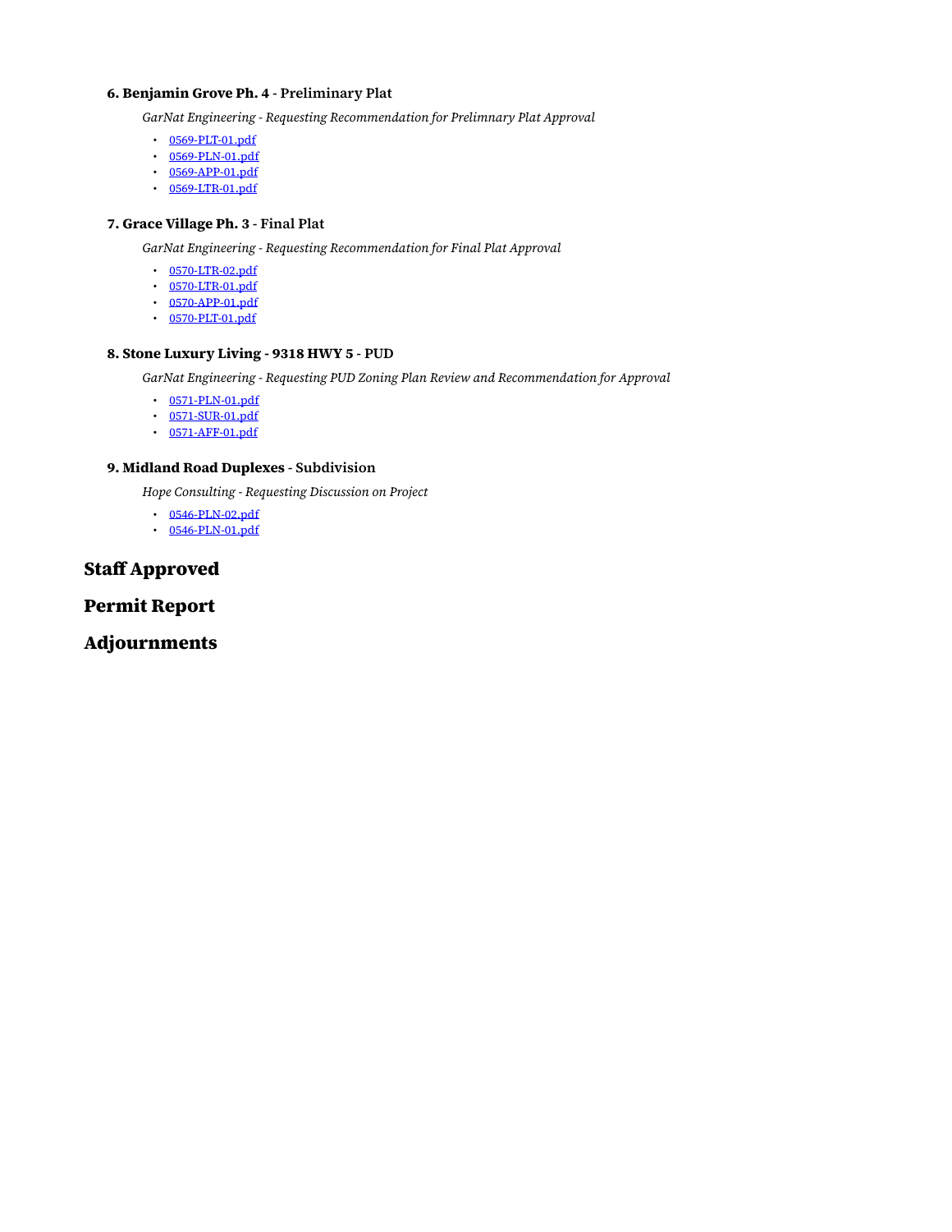#### 6. Benjamin Grove Ph. 4 - Preliminary Plat

*GarNat Engineering - Requesting Recommendation for Prelimnary Plat Approval*

- 0569-PLT-01.pdf
- 0569-PLN-01.pdf
- 0569-APP-01.pdf
- 0569-LTR-01.pdf

#### 7. Grace Village Ph. 3 - Final Plat

*GarNat Engineering - Requesting Recommendation for Final Plat Approval*

- 0570-LTR-02.pdf
- 0570-LTR-01.pdf
- 0570-APP-01.pdf
- 0570-PLT-01.pdf

#### 8. Stone Luxury Living - 9318 HWY 5 - PUD

*GarNat Engineering - Requesting PUD Zoning Plan Review and Recommendation for Approval*

- 0571-PLN-01.pdf
- 0571-SUR-01.pdf
- 0571-AFF-01.pdf

#### 9. Midland Road Duplexes - Subdivision

*Hope Consulting - Requesting Discussion on Project*

- 0546-PLN-02.pdf
- 0546-PLN-01.pdf

## Staff Approved

## Permit Report

## Adjournments